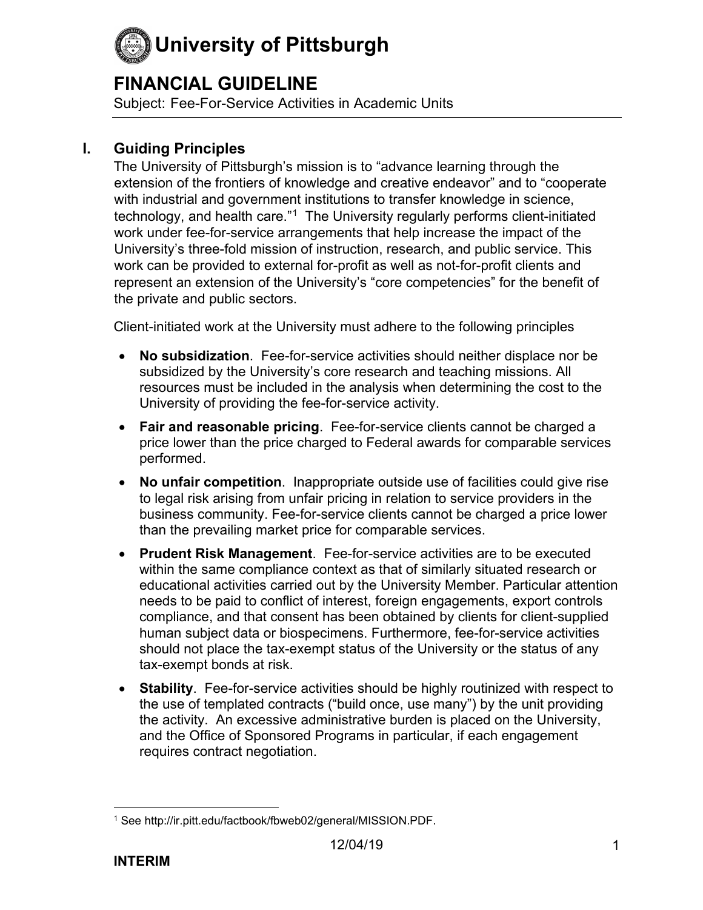# University of Pittsburgh

## FINANCIAL GUIDELINE

Subject: Fee-For-Service Activities in Academic Units

### I. Guiding Principles

The University of Pittsburgh's mission is to "advance learning through the extension of the frontiers of knowledge and creative endeavor" and to "cooperate with industrial and government institutions to transfer knowledge in science, technology, and health care."[1] The University regularly performs client-initiated work under fee-for-service arrangements that help increase the impact of the University's three-fold mission of instruction, research, and public service. This work can be provided to external for-profit as well as not-for-profit clients and represent an extension of the University's "core competencies" for the benefit of the private and public sectors.

Client-initiated work at the University must adhere to the following principles

- **No subsidization**. Fee-for-service activities should neither displace nor be subsidized by the University's core research and teaching missions. All resources must be included in the analysis when determining the cost to the University of providing the fee-for-service activity.
- **Fair and reasonable pricing**. Fee-for-service clients cannot be charged a price lower than the price charged to Federal awards for comparable services performed.
- **No unfair competition**. Inappropriate outside use of facilities could give rise to legal risk arising from unfair pricing in relation to service providers in the business community. Fee-for-service clients cannot be charged a price lower than the prevailing market price for comparable services.
- **Prudent Risk Management**. Fee-for-service activities are to be executed within the same compliance context as that of similarly situated research or educational activities carried out by the University Member. Particular attention needs to be paid to conflict of interest, foreign engagements, export controls compliance, and that consent has been obtained by clients for client-supplied human subject data or biospecimens. Furthermore, fee-for-service activities should not place the tax-exempt status of the University or the status of any tax-exempt bonds at risk.
- **Stability**. Fee-for-service activities should be highly routinized with respect to the use of templated contracts ("build once, use many") by the unit providing the activity. An excessive administrative burden is placed on the University, and the Office of Sponsored Programs in particular, if each engagement requires contract negotiation.

---

[1] See http://ir.pitt.edu/factbook/fbweb02/general/MISSION.PDF.

12/04/19

**INTERIM**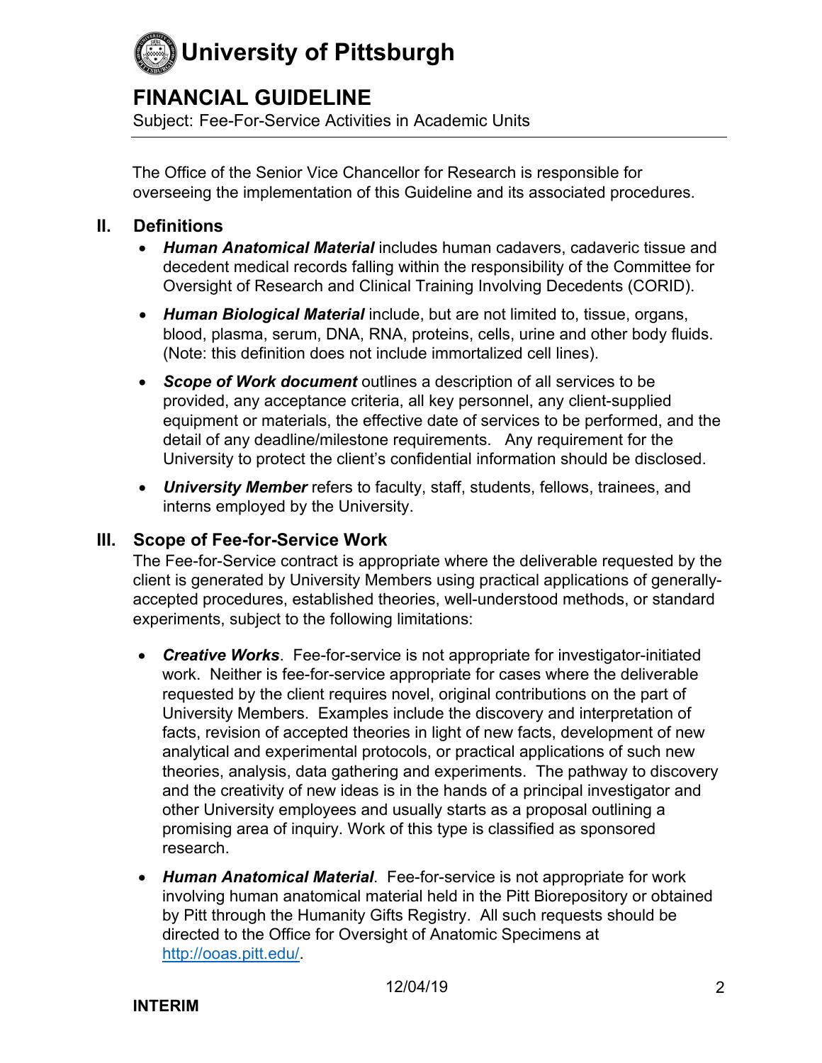The Office of the Senior Vice Chancellor for Research is responsible for overseeing the implementation of this Guideline and its associated procedures.

## II. Definitions

- ***Human Anatomical Material*** includes human cadavers, cadaveric tissue and decedent medical records falling within the responsibility of the Committee for Oversight of Research and Clinical Training Involving Decedents (CORID).
- ***Human Biological Material*** include, but are not limited to, tissue, organs, blood, plasma, serum, DNA, RNA, proteins, cells, urine and other body fluids. (Note: this definition does not include immortalized cell lines).
- ***Scope of Work document*** outlines a description of all services to be provided, any acceptance criteria, all key personnel, any client-supplied equipment or materials, the effective date of services to be performed, and the detail of any deadline/milestone requirements. Any requirement for the University to protect the client's confidential information should be disclosed.
- ***University Member*** refers to faculty, staff, students, fellows, trainees, and interns employed by the University.

## III. Scope of Fee-for-Service Work

The Fee-for-Service contract is appropriate where the deliverable requested by the client is generated by University Members using practical applications of generally-accepted procedures, established theories, well-understood methods, or standard experiments, subject to the following limitations:

- ***Creative Works***. Fee-for-service is not appropriate for investigator-initiated work. Neither is fee-for-service appropriate for cases where the deliverable requested by the client requires novel, original contributions on the part of University Members. Examples include the discovery and interpretation of facts, revision of accepted theories in light of new facts, development of new analytical and experimental protocols, or practical applications of such new theories, analysis, data gathering and experiments. The pathway to discovery and the creativity of new ideas is in the hands of a principal investigator and other University employees and usually starts as a proposal outlining a promising area of inquiry. Work of this type is classified as sponsored research.
- ***Human Anatomical Material***. Fee-for-service is not appropriate for work involving human anatomical material held in the Pitt Biorepository or obtained by Pitt through the Humanity Gifts Registry. All such requests should be directed to the Office for Oversight of Anatomic Specimens at [http://ooas.pitt.edu/](http://ooas.pitt.edu/).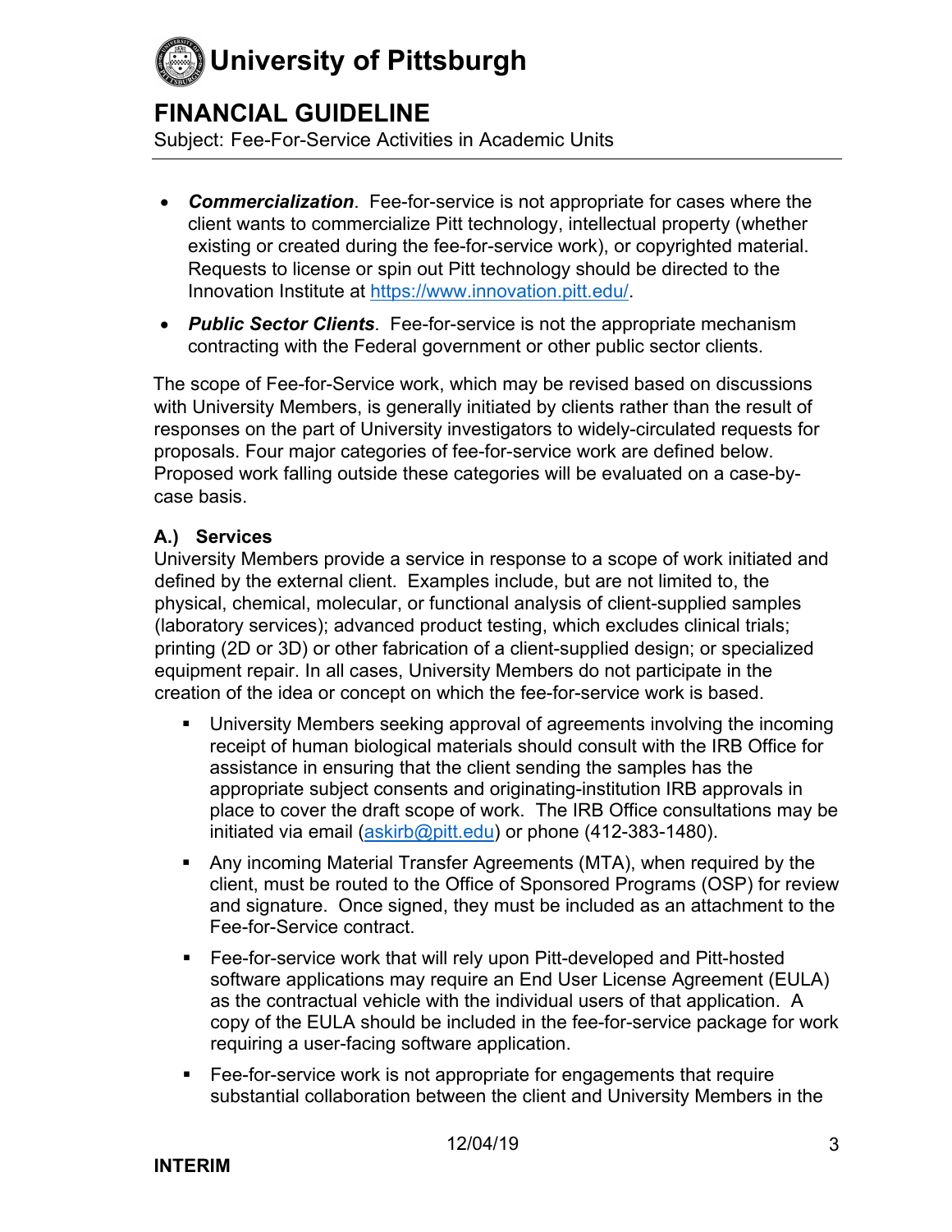- ***Commercialization***. Fee-for-service is not appropriate for cases where the client wants to commercialize Pitt technology, intellectual property (whether existing or created during the fee-for-service work), or copyrighted material. Requests to license or spin out Pitt technology should be directed to the Innovation Institute at https://www.innovation.pitt.edu/.
- ***Public Sector Clients***. Fee-for-service is not the appropriate mechanism contracting with the Federal government or other public sector clients.

The scope of Fee-for-Service work, which may be revised based on discussions with University Members, is generally initiated by clients rather than the result of responses on the part of University investigators to widely-circulated requests for proposals. Four major categories of fee-for-service work are defined below. Proposed work falling outside these categories will be evaluated on a case-by-case basis.

**A.) Services**

University Members provide a service in response to a scope of work initiated and defined by the external client. Examples include, but are not limited to, the physical, chemical, molecular, or functional analysis of client-supplied samples (laboratory services); advanced product testing, which excludes clinical trials; printing (2D or 3D) or other fabrication of a client-supplied design; or specialized equipment repair. In all cases, University Members do not participate in the creation of the idea or concept on which the fee-for-service work is based.

- University Members seeking approval of agreements involving the incoming receipt of human biological materials should consult with the IRB Office for assistance in ensuring that the client sending the samples has the appropriate subject consents and originating-institution IRB approvals in place to cover the draft scope of work. The IRB Office consultations may be initiated via email (askirb@pitt.edu) or phone (412-383-1480).
- Any incoming Material Transfer Agreements (MTA), when required by the client, must be routed to the Office of Sponsored Programs (OSP) for review and signature. Once signed, they must be included as an attachment to the Fee-for-Service contract.
- Fee-for-service work that will rely upon Pitt-developed and Pitt-hosted software applications may require an End User License Agreement (EULA) as the contractual vehicle with the individual users of that application. A copy of the EULA should be included in the fee-for-service package for work requiring a user-facing software application.
- Fee-for-service work is not appropriate for engagements that require substantial collaboration between the client and University Members in the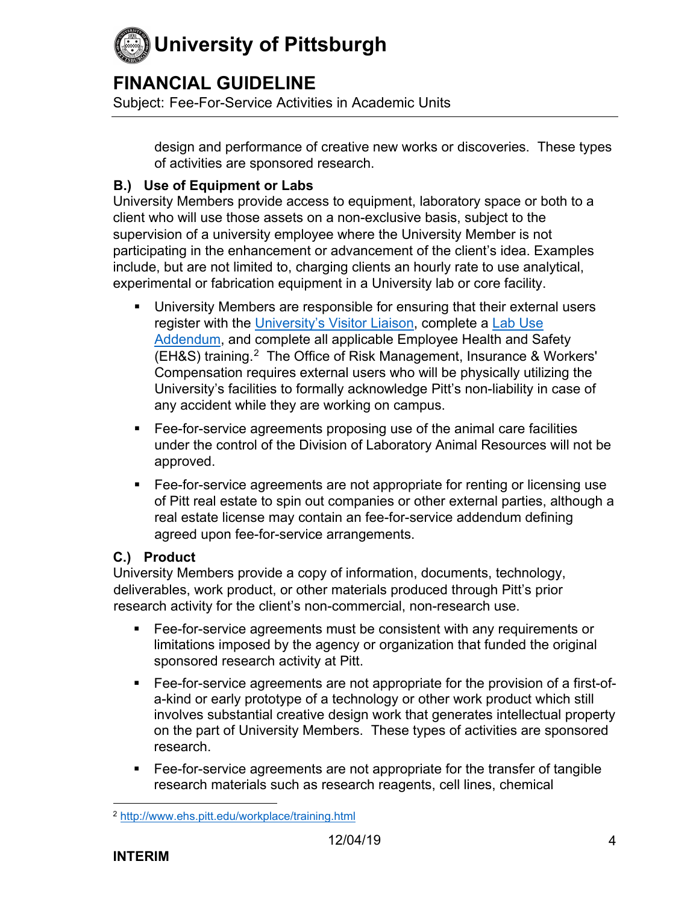design and performance of creative new works or discoveries. These types of activities are sponsored research.

**B.) Use of Equipment or Labs**

University Members provide access to equipment, laboratory space or both to a client who will use those assets on a non-exclusive basis, subject to the supervision of a university employee where the University Member is not participating in the enhancement or advancement of the client's idea. Examples include, but are not limited to, charging clients an hourly rate to use analytical, experimental or fabrication equipment in a University lab or core facility.

- University Members are responsible for ensuring that their external users register with the [University's Visitor Liaison](), complete a [Lab Use Addendum](), and complete all applicable Employee Health and Safety (EH&S) training.[2] The Office of Risk Management, Insurance & Workers' Compensation requires external users who will be physically utilizing the University's facilities to formally acknowledge Pitt's non-liability in case of any accident while they are working on campus.

- Fee-for-service agreements proposing use of the animal care facilities under the control of the Division of Laboratory Animal Resources will not be approved.

- Fee-for-service agreements are not appropriate for renting or licensing use of Pitt real estate to spin out companies or other external parties, although a real estate license may contain an fee-for-service addendum defining agreed upon fee-for-service arrangements.

**C.) Product**

University Members provide a copy of information, documents, technology, deliverables, work product, or other materials produced through Pitt's prior research activity for the client's non-commercial, non-research use.

- Fee-for-service agreements must be consistent with any requirements or limitations imposed by the agency or organization that funded the original sponsored research activity at Pitt.

- Fee-for-service agreements are not appropriate for the provision of a first-of-a-kind or early prototype of a technology or other work product which still involves substantial creative design work that generates intellectual property on the part of University Members. These types of activities are sponsored research.

- Fee-for-service agreements are not appropriate for the transfer of tangible research materials such as research reagents, cell lines, chemical

[2] http://www.ehs.pitt.edu/workplace/training.html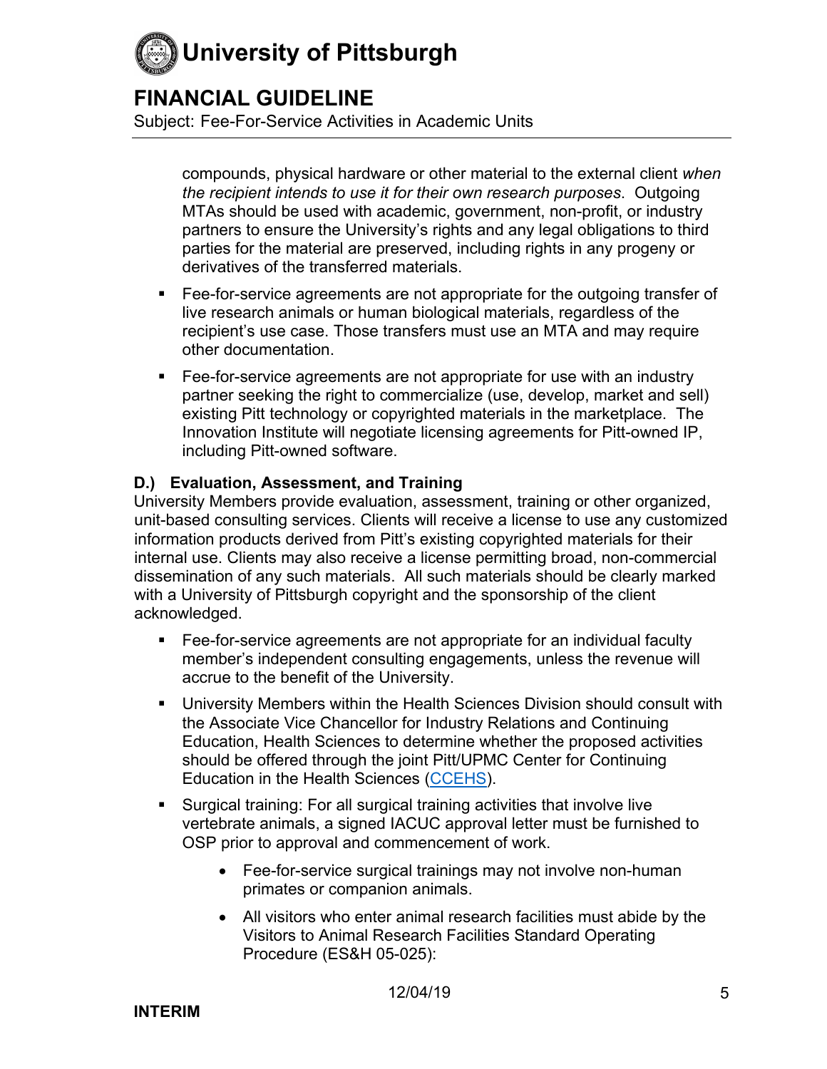compounds, physical hardware or other material to the external client *when the recipient intends to use it for their own research purposes*. Outgoing MTAs should be used with academic, government, non-profit, or industry partners to ensure the University's rights and any legal obligations to third parties for the material are preserved, including rights in any progeny or derivatives of the transferred materials.

- Fee-for-service agreements are not appropriate for the outgoing transfer of live research animals or human biological materials, regardless of the recipient's use case. Those transfers must use an MTA and may require other documentation.
- Fee-for-service agreements are not appropriate for use with an industry partner seeking the right to commercialize (use, develop, market and sell) existing Pitt technology or copyrighted materials in the marketplace. The Innovation Institute will negotiate licensing agreements for Pitt-owned IP, including Pitt-owned software.

**D.) Evaluation, Assessment, and Training**

University Members provide evaluation, assessment, training or other organized, unit-based consulting services. Clients will receive a license to use any customized information products derived from Pitt's existing copyrighted materials for their internal use. Clients may also receive a license permitting broad, non-commercial dissemination of any such materials. All such materials should be clearly marked with a University of Pittsburgh copyright and the sponsorship of the client acknowledged.

- Fee-for-service agreements are not appropriate for an individual faculty member's independent consulting engagements, unless the revenue will accrue to the benefit of the University.
- University Members within the Health Sciences Division should consult with the Associate Vice Chancellor for Industry Relations and Continuing Education, Health Sciences to determine whether the proposed activities should be offered through the joint Pitt/UPMC Center for Continuing Education in the Health Sciences (CCEHS).
- Surgical training: For all surgical training activities that involve live vertebrate animals, a signed IACUC approval letter must be furnished to OSP prior to approval and commencement of work.
    - Fee-for-service surgical trainings may not involve non-human primates or companion animals.
    - All visitors who enter animal research facilities must abide by the Visitors to Animal Research Facilities Standard Operating Procedure (ES&H 05-025):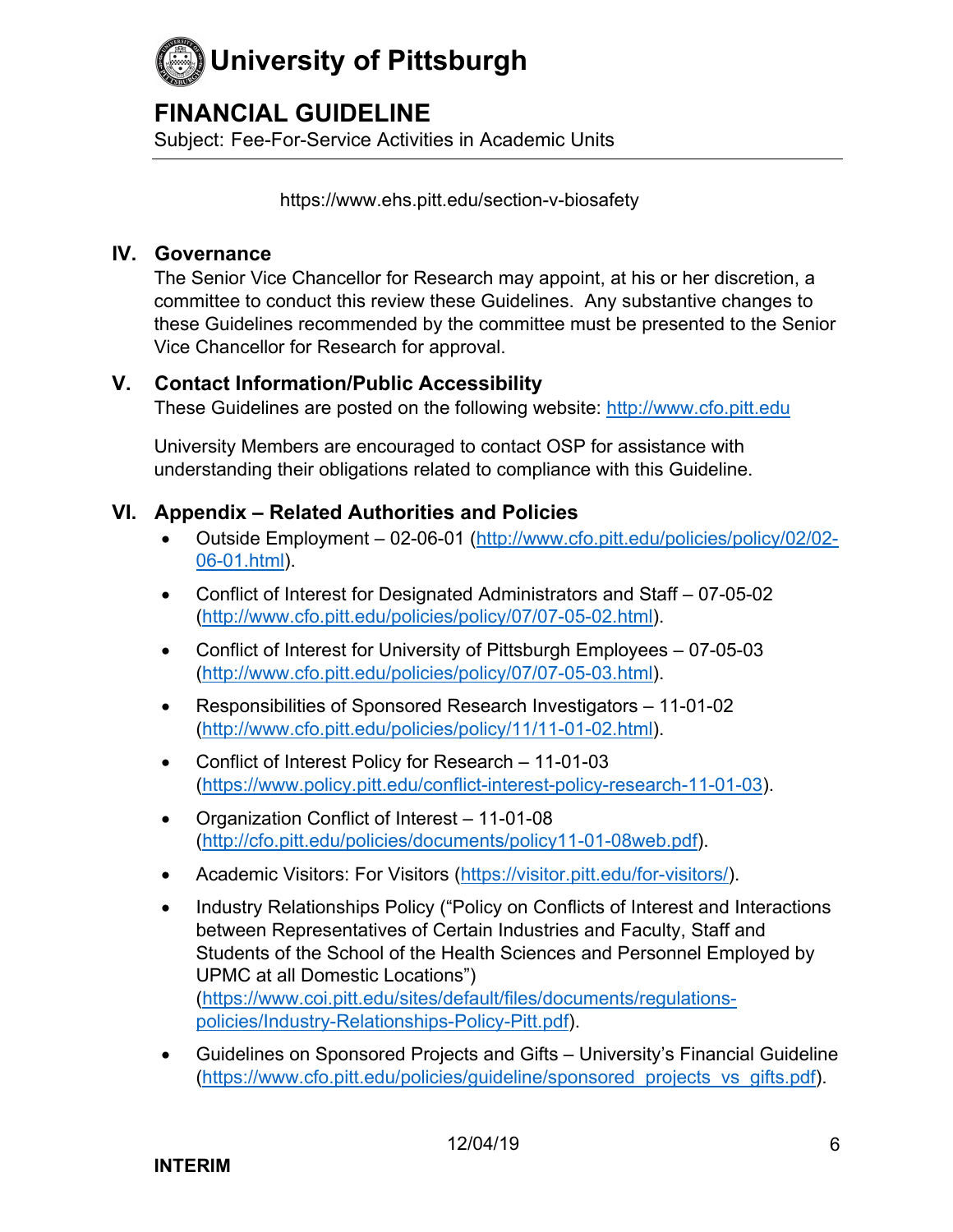https://www.ehs.pitt.edu/section-v-biosafety

## IV. Governance

The Senior Vice Chancellor for Research may appoint, at his or her discretion, a committee to conduct this review these Guidelines. Any substantive changes to these Guidelines recommended by the committee must be presented to the Senior Vice Chancellor for Research for approval.

## V. Contact Information/Public Accessibility

These Guidelines are posted on the following website: http://www.cfo.pitt.edu

University Members are encouraged to contact OSP for assistance with understanding their obligations related to compliance with this Guideline.

## VI. Appendix – Related Authorities and Policies

- Outside Employment – 02-06-01 (http://www.cfo.pitt.edu/policies/policy/02/02-06-01.html).
- Conflict of Interest for Designated Administrators and Staff – 07-05-02 (http://www.cfo.pitt.edu/policies/policy/07/07-05-02.html).
- Conflict of Interest for University of Pittsburgh Employees – 07-05-03 (http://www.cfo.pitt.edu/policies/policy/07/07-05-03.html).
- Responsibilities of Sponsored Research Investigators – 11-01-02 (http://www.cfo.pitt.edu/policies/policy/11/11-01-02.html).
- Conflict of Interest Policy for Research – 11-01-03 (https://www.policy.pitt.edu/conflict-interest-policy-research-11-01-03).
- Organization Conflict of Interest – 11-01-08 (http://cfo.pitt.edu/policies/documents/policy11-01-08web.pdf).
- Academic Visitors: For Visitors (https://visitor.pitt.edu/for-visitors/).
- Industry Relationships Policy ("Policy on Conflicts of Interest and Interactions between Representatives of Certain Industries and Faculty, Staff and Students of the School of the Health Sciences and Personnel Employed by UPMC at all Domestic Locations") (https://www.coi.pitt.edu/sites/default/files/documents/regulations-policies/Industry-Relationships-Policy-Pitt.pdf).
- Guidelines on Sponsored Projects and Gifts – University's Financial Guideline (https://www.cfo.pitt.edu/policies/guideline/sponsored_projects_vs_gifts.pdf).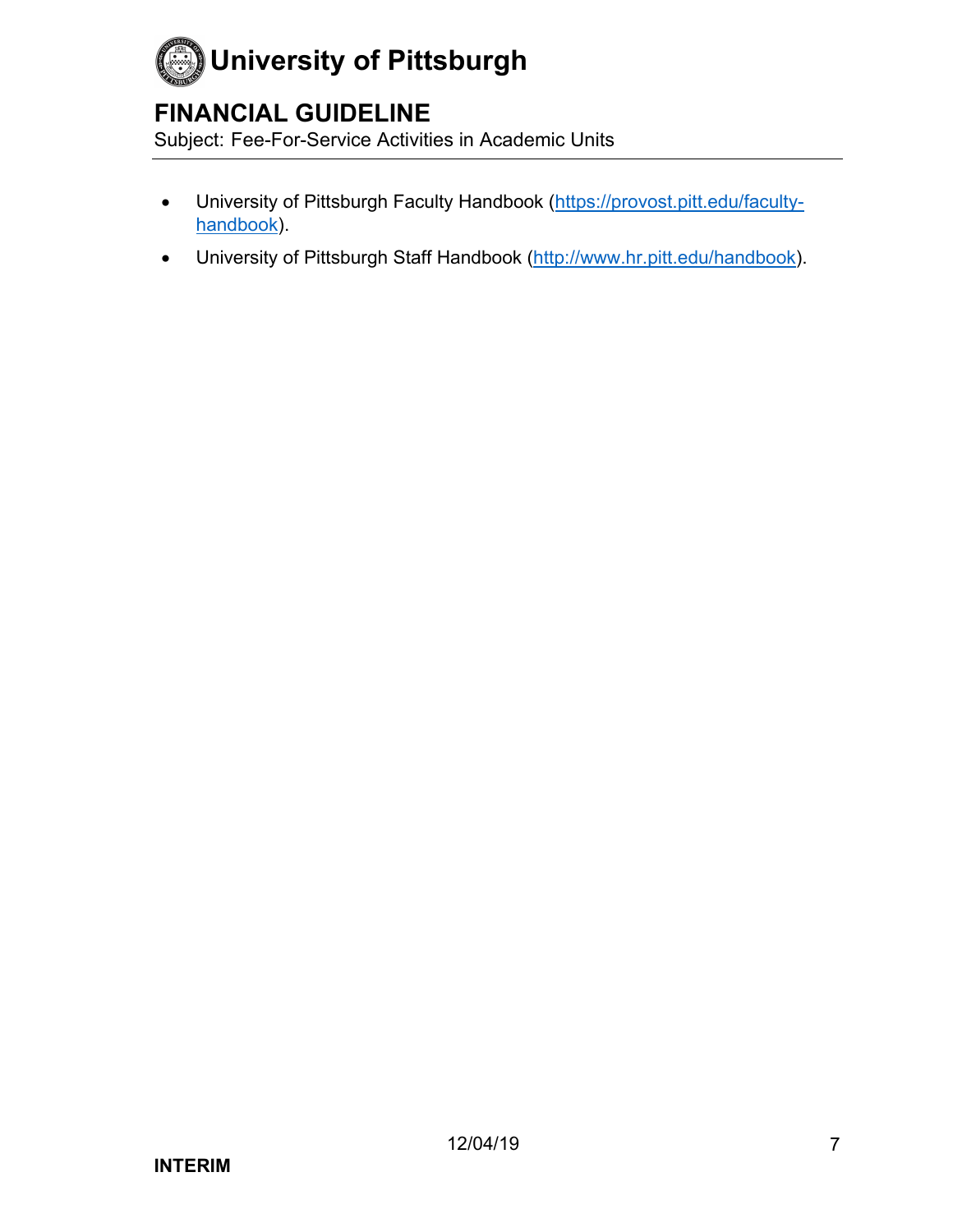- University of Pittsburgh Faculty Handbook ([https://provost.pitt.edu/faculty-handbook](https://provost.pitt.edu/faculty-handbook)).
- University of Pittsburgh Staff Handbook ([http://www.hr.pitt.edu/handbook](http://www.hr.pitt.edu/handbook)).